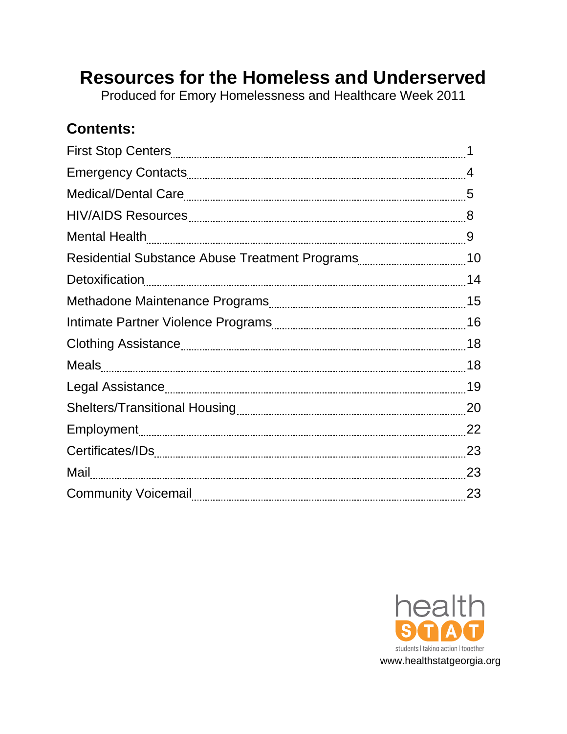# Resources for the Homeless and Underserved

Produced for Emory Homelessness and Healthcare Week 2011

## Contents:

| | |
|---|---|
| First Stop Centers | 1 |
| Emergency Contacts | 4 |
| Medical/Dental Care | 5 |
| HIV/AIDS Resources | 8 |
| Mental Health | 9 |
| Residential Substance Abuse Treatment Programs | 10 |
| Detoxification | 14 |
| Methadone Maintenance Programs | 15 |
| Intimate Partner Violence Programs | 16 |
| Clothing Assistance | 18 |
| Meals | 18 |
| Legal Assistance | 19 |
| Shelters/Transitional Housing | 20 |
| Employment | 22 |
| Certificates/IDs | 23 |
| Mail | 23 |
| Community Voicemail | 23 |

health STAT

students | taking action | together

www.healthstatgeorgia.org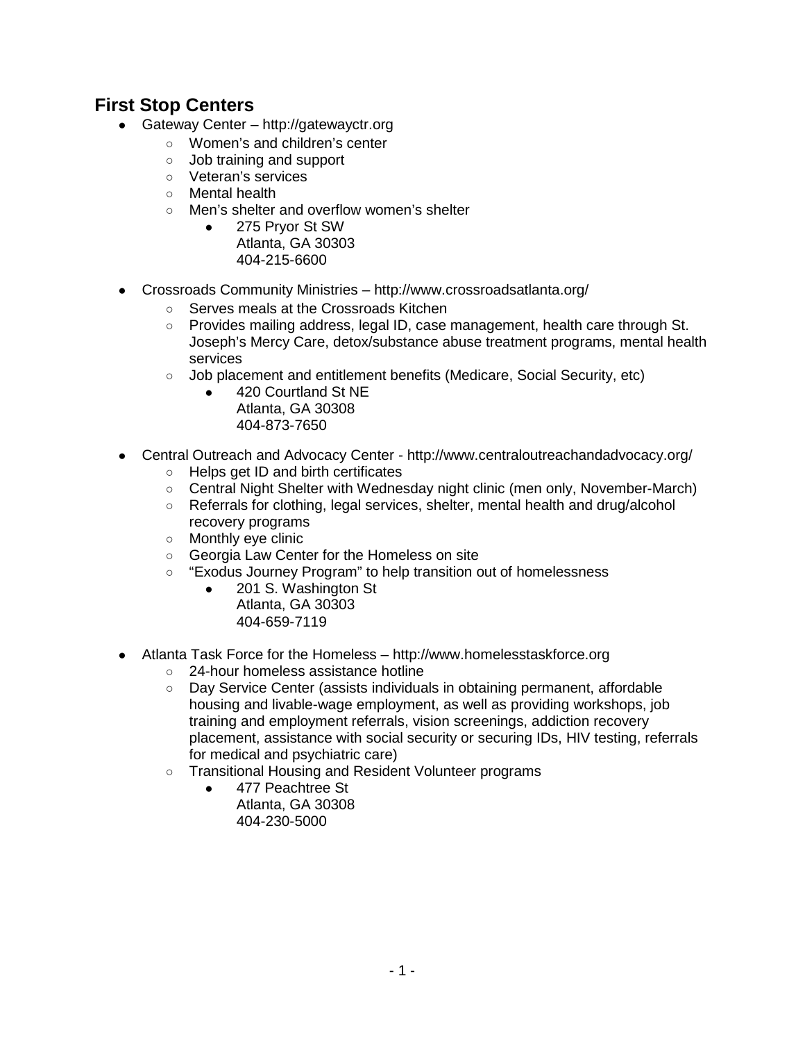## First Stop Centers

- Gateway Center – http://gatewayctr.org
  - Women's and children's center
  - Job training and support
  - Veteran's services
  - Mental health
  - Men's shelter and overflow women's shelter
    - 275 Pryor St SW
      Atlanta, GA 30303
      404-215-6600

- Crossroads Community Ministries – http://www.crossroadsatlanta.org/
  - Serves meals at the Crossroads Kitchen
  - Provides mailing address, legal ID, case management, health care through St. Joseph's Mercy Care, detox/substance abuse treatment programs, mental health services
  - Job placement and entitlement benefits (Medicare, Social Security, etc)
    - 420 Courtland St NE
      Atlanta, GA 30308
      404-873-7650

- Central Outreach and Advocacy Center - http://www.centraloutreachandadvocacy.org/
  - Helps get ID and birth certificates
  - Central Night Shelter with Wednesday night clinic (men only, November-March)
  - Referrals for clothing, legal services, shelter, mental health and drug/alcohol recovery programs
  - Monthly eye clinic
  - Georgia Law Center for the Homeless on site
  - "Exodus Journey Program" to help transition out of homelessness
    - 201 S. Washington St
      Atlanta, GA 30303
      404-659-7119

- Atlanta Task Force for the Homeless – http://www.homelesstaskforce.org
  - 24-hour homeless assistance hotline
  - Day Service Center (assists individuals in obtaining permanent, affordable housing and livable-wage employment, as well as providing workshops, job training and employment referrals, vision screenings, addiction recovery placement, assistance with social security or securing IDs, HIV testing, referrals for medical and psychiatric care)
  - Transitional Housing and Resident Volunteer programs
    - 477 Peachtree St
      Atlanta, GA 30308
      404-230-5000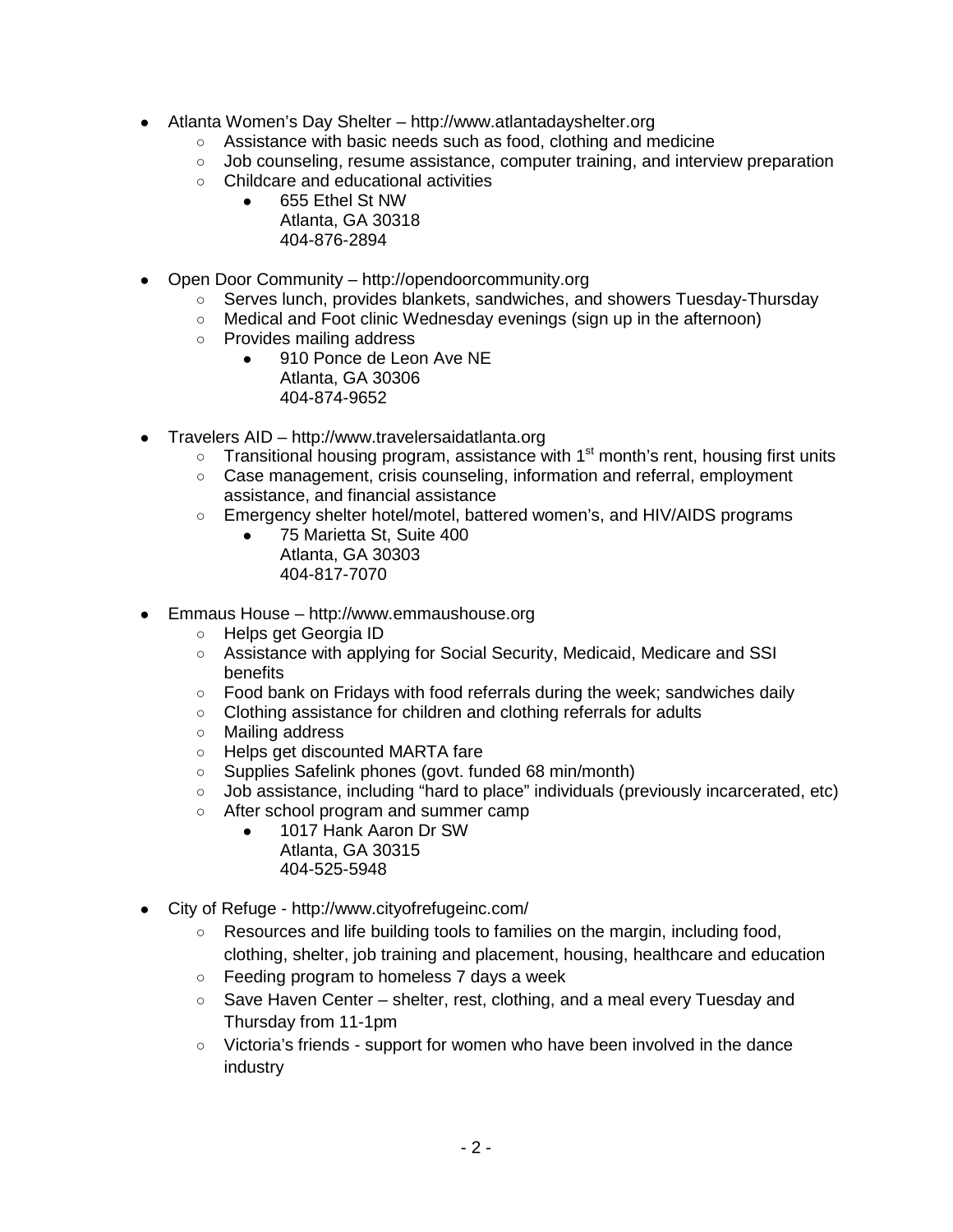- Atlanta Women's Day Shelter – http://www.atlantadayshelter.org
  - Assistance with basic needs such as food, clothing and medicine
  - Job counseling, resume assistance, computer training, and interview preparation
  - Childcare and educational activities
    - 655 Ethel St NW
      Atlanta, GA 30318
      404-876-2894

- Open Door Community – http://opendoorcommunity.org
  - Serves lunch, provides blankets, sandwiches, and showers Tuesday-Thursday
  - Medical and Foot clinic Wednesday evenings (sign up in the afternoon)
  - Provides mailing address
    - 910 Ponce de Leon Ave NE
      Atlanta, GA 30306
      404-874-9652

- Travelers AID – http://www.travelersaidatlanta.org
  - Transitional housing program, assistance with 1st month's rent, housing first units
  - Case management, crisis counseling, information and referral, employment assistance, and financial assistance
  - Emergency shelter hotel/motel, battered women's, and HIV/AIDS programs
    - 75 Marietta St, Suite 400
      Atlanta, GA 30303
      404-817-7070

- Emmaus House – http://www.emmaushouse.org
  - Helps get Georgia ID
  - Assistance with applying for Social Security, Medicaid, Medicare and SSI benefits
  - Food bank on Fridays with food referrals during the week; sandwiches daily
  - Clothing assistance for children and clothing referrals for adults
  - Mailing address
  - Helps get discounted MARTA fare
  - Supplies Safelink phones (govt. funded 68 min/month)
  - Job assistance, including "hard to place" individuals (previously incarcerated, etc)
  - After school program and summer camp
    - 1017 Hank Aaron Dr SW
      Atlanta, GA 30315
      404-525-5948

- City of Refuge - http://www.cityofrefugeinc.com/
  - Resources and life building tools to families on the margin, including food, clothing, shelter, job training and placement, housing, healthcare and education
  - Feeding program to homeless 7 days a week
  - Save Haven Center – shelter, rest, clothing, and a meal every Tuesday and Thursday from 11-1pm
  - Victoria's friends - support for women who have been involved in the dance industry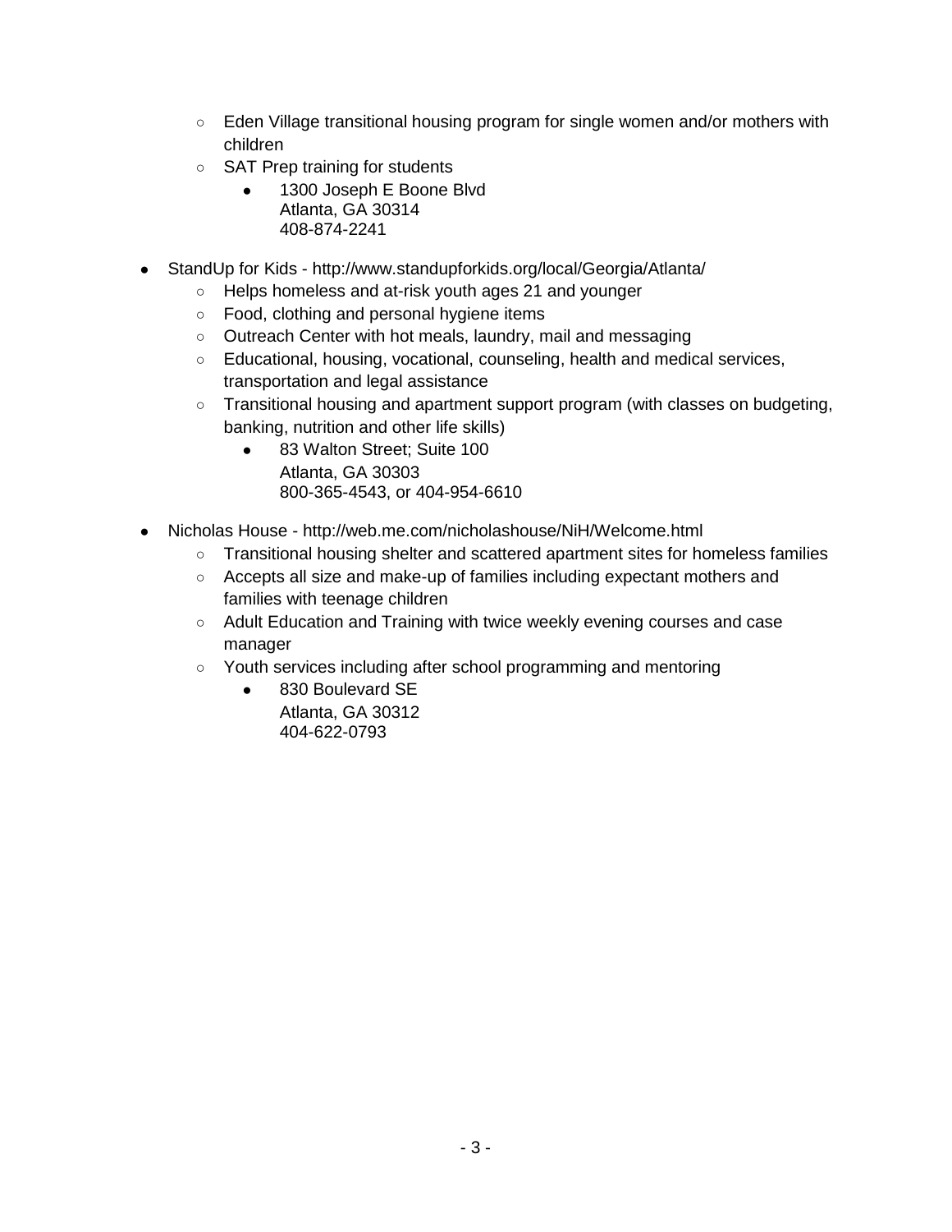- Eden Village transitional housing program for single women and/or mothers with children
- SAT Prep training for students
    - 1300 Joseph E Boone Blvd
      Atlanta, GA 30314
      408-874-2241

- StandUp for Kids - http://www.standupforkids.org/local/Georgia/Atlanta/
    - Helps homeless and at-risk youth ages 21 and younger
    - Food, clothing and personal hygiene items
    - Outreach Center with hot meals, laundry, mail and messaging
    - Educational, housing, vocational, counseling, health and medical services, transportation and legal assistance
    - Transitional housing and apartment support program (with classes on budgeting, banking, nutrition and other life skills)
        - 83 Walton Street; Suite 100
          Atlanta, GA 30303
          800-365-4543, or 404-954-6610

- Nicholas House - http://web.me.com/nicholashouse/NiH/Welcome.html
    - Transitional housing shelter and scattered apartment sites for homeless families
    - Accepts all size and make-up of families including expectant mothers and families with teenage children
    - Adult Education and Training with twice weekly evening courses and case manager
    - Youth services including after school programming and mentoring
        - 830 Boulevard SE
          Atlanta, GA 30312
          404-622-0793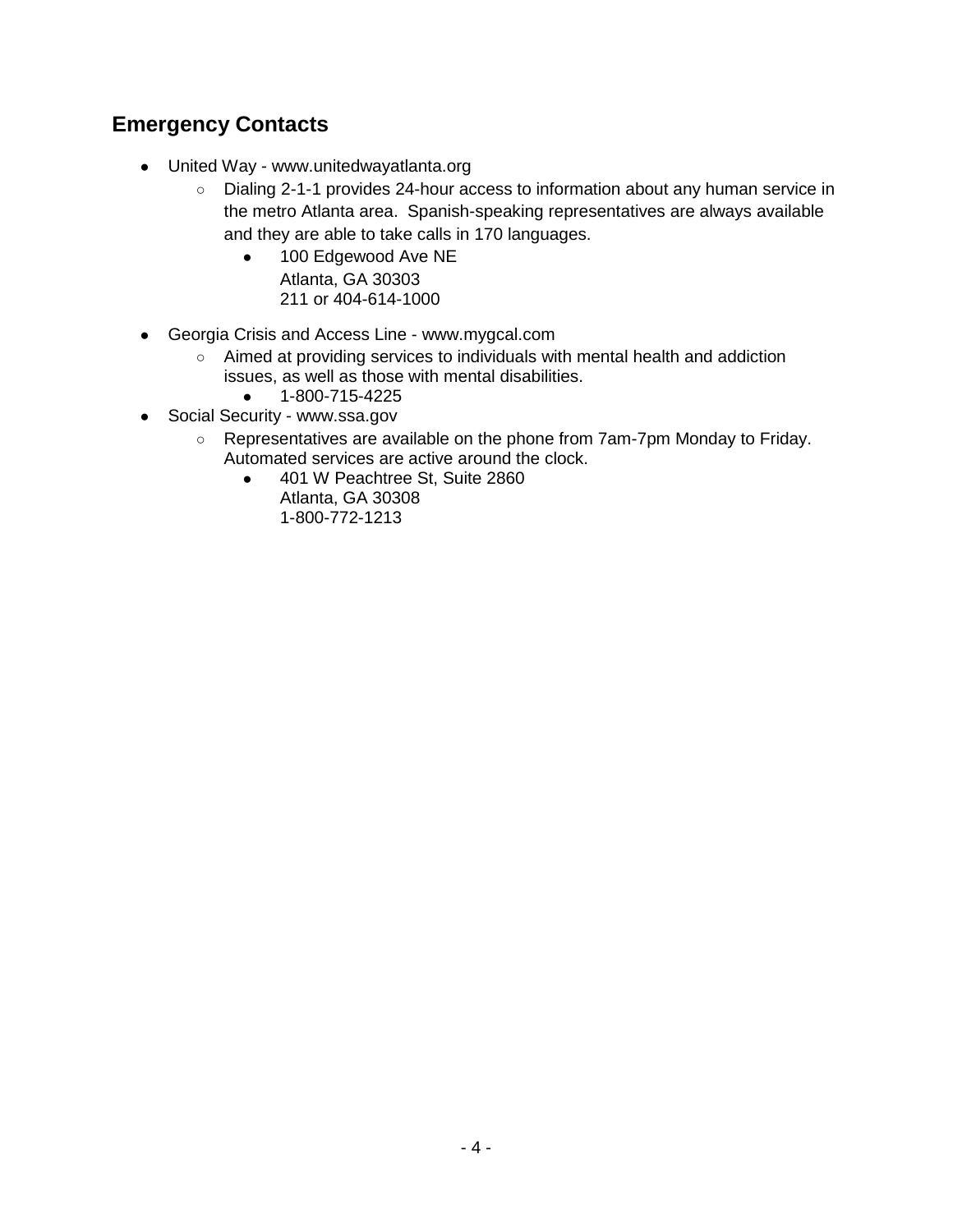## Emergency Contacts

- United Way - www.unitedwayatlanta.org
  - Dialing 2-1-1 provides 24-hour access to information about any human service in the metro Atlanta area. Spanish-speaking representatives are always available and they are able to take calls in 170 languages.
    - 100 Edgewood Ave NE  
      Atlanta, GA 30303  
      211 or 404-614-1000
- Georgia Crisis and Access Line - www.mygcal.com
  - Aimed at providing services to individuals with mental health and addiction issues, as well as those with mental disabilities.
    - 1-800-715-4225
- Social Security - www.ssa.gov
  - Representatives are available on the phone from 7am-7pm Monday to Friday. Automated services are active around the clock.
    - 401 W Peachtree St, Suite 2860  
      Atlanta, GA 30308  
      1-800-772-1213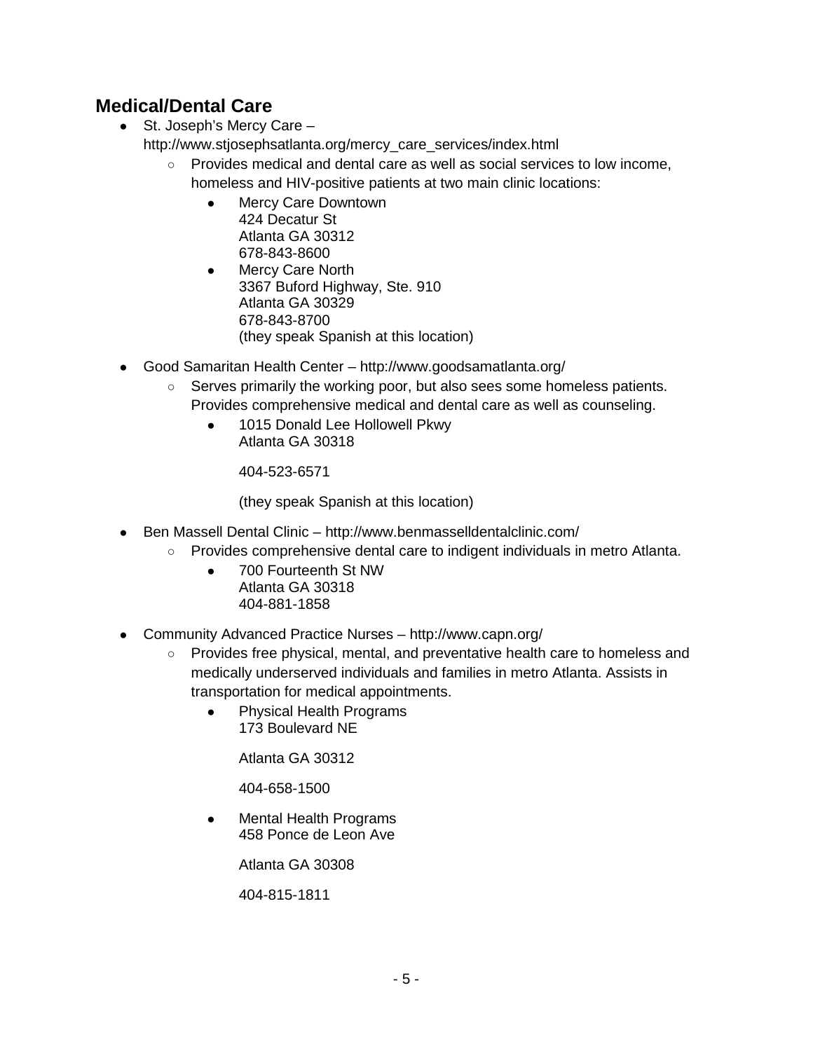## Medical/Dental Care

- St. Joseph's Mercy Care – http://www.stjosephsatlanta.org/mercy_care_services/index.html
  - Provides medical and dental care as well as social services to low income, homeless and HIV-positive patients at two main clinic locations:
    - Mercy Care Downtown
      424 Decatur St
      Atlanta GA 30312
      678-843-8600
    - Mercy Care North
      3367 Buford Highway, Ste. 910
      Atlanta GA 30329
      678-843-8700
      (they speak Spanish at this location)
- Good Samaritan Health Center – http://www.goodsamatlanta.org/
  - Serves primarily the working poor, but also sees some homeless patients. Provides comprehensive medical and dental care as well as counseling.
    - 1015 Donald Lee Hollowell Pkwy
      Atlanta GA 30318

      404-523-6571

      (they speak Spanish at this location)
- Ben Massell Dental Clinic – http://www.benmasselldentalclinic.com/
  - Provides comprehensive dental care to indigent individuals in metro Atlanta.
    - 700 Fourteenth St NW
      Atlanta GA 30318
      404-881-1858
- Community Advanced Practice Nurses – http://www.capn.org/
  - Provides free physical, mental, and preventative health care to homeless and medically underserved individuals and families in metro Atlanta. Assists in transportation for medical appointments.
    - Physical Health Programs
      173 Boulevard NE

      Atlanta GA 30312

      404-658-1500
    - Mental Health Programs
      458 Ponce de Leon Ave

      Atlanta GA 30308

      404-815-1811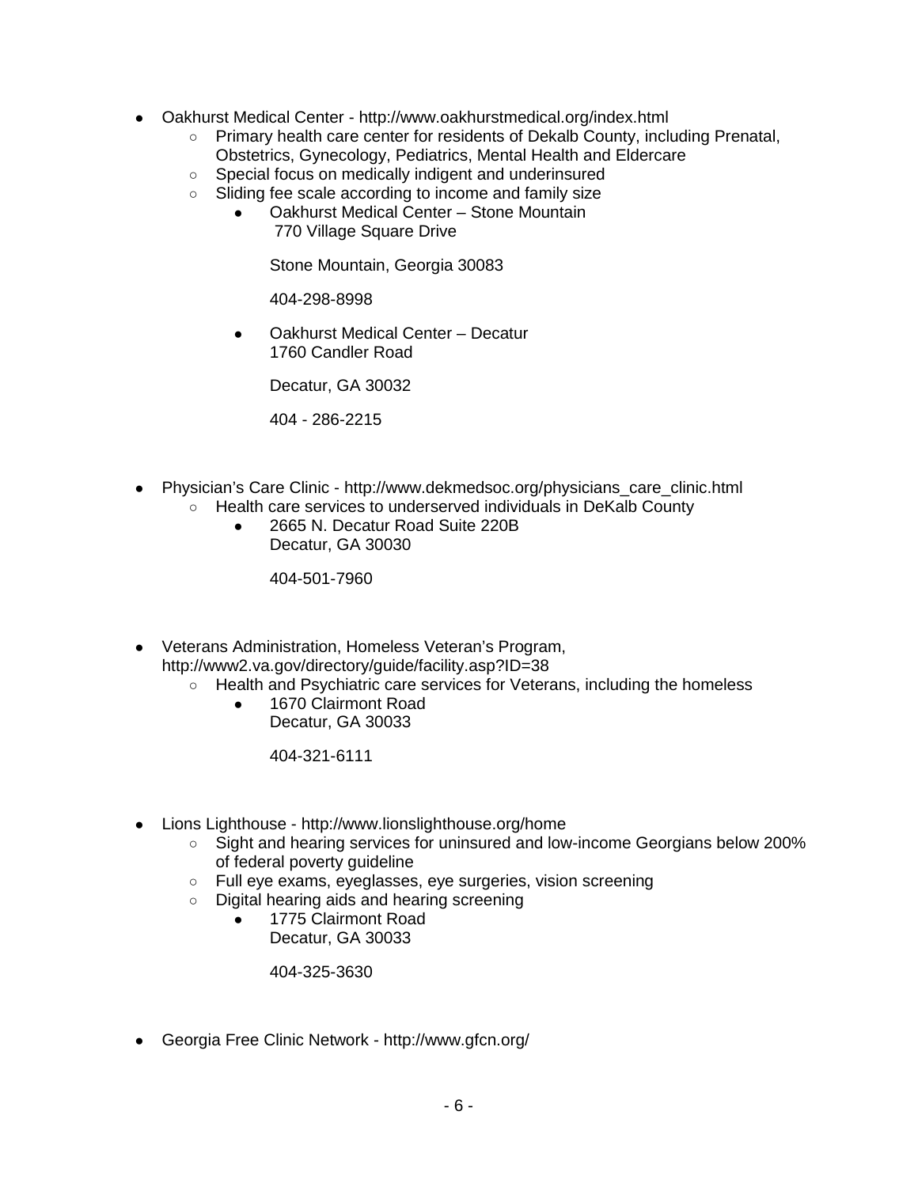- Oakhurst Medical Center - http://www.oakhurstmedical.org/index.html
  - Primary health care center for residents of Dekalb County, including Prenatal, Obstetrics, Gynecology, Pediatrics, Mental Health and Eldercare
  - Special focus on medically indigent and underinsured
  - Sliding fee scale according to income and family size
    - Oakhurst Medical Center – Stone Mountain
      770 Village Square Drive

      Stone Mountain, Georgia 30083

      404-298-8998

    - Oakhurst Medical Center – Decatur
      1760 Candler Road

      Decatur, GA 30032

      404 - 286-2215

- Physician's Care Clinic - http://www.dekmedsoc.org/physicians_care_clinic.html
  - Health care services to underserved individuals in DeKalb County
    - 2665 N. Decatur Road Suite 220B
      Decatur, GA 30030

      404-501-7960

- Veterans Administration, Homeless Veteran's Program, http://www2.va.gov/directory/guide/facility.asp?ID=38
  - Health and Psychiatric care services for Veterans, including the homeless
    - 1670 Clairmont Road
      Decatur, GA 30033

      404-321-6111

- Lions Lighthouse - http://www.lionslighthouse.org/home
  - Sight and hearing services for uninsured and low-income Georgians below 200% of federal poverty guideline
  - Full eye exams, eyeglasses, eye surgeries, vision screening
  - Digital hearing aids and hearing screening
    - 1775 Clairmont Road
      Decatur, GA 30033

      404-325-3630

- Georgia Free Clinic Network - http://www.gfcn.org/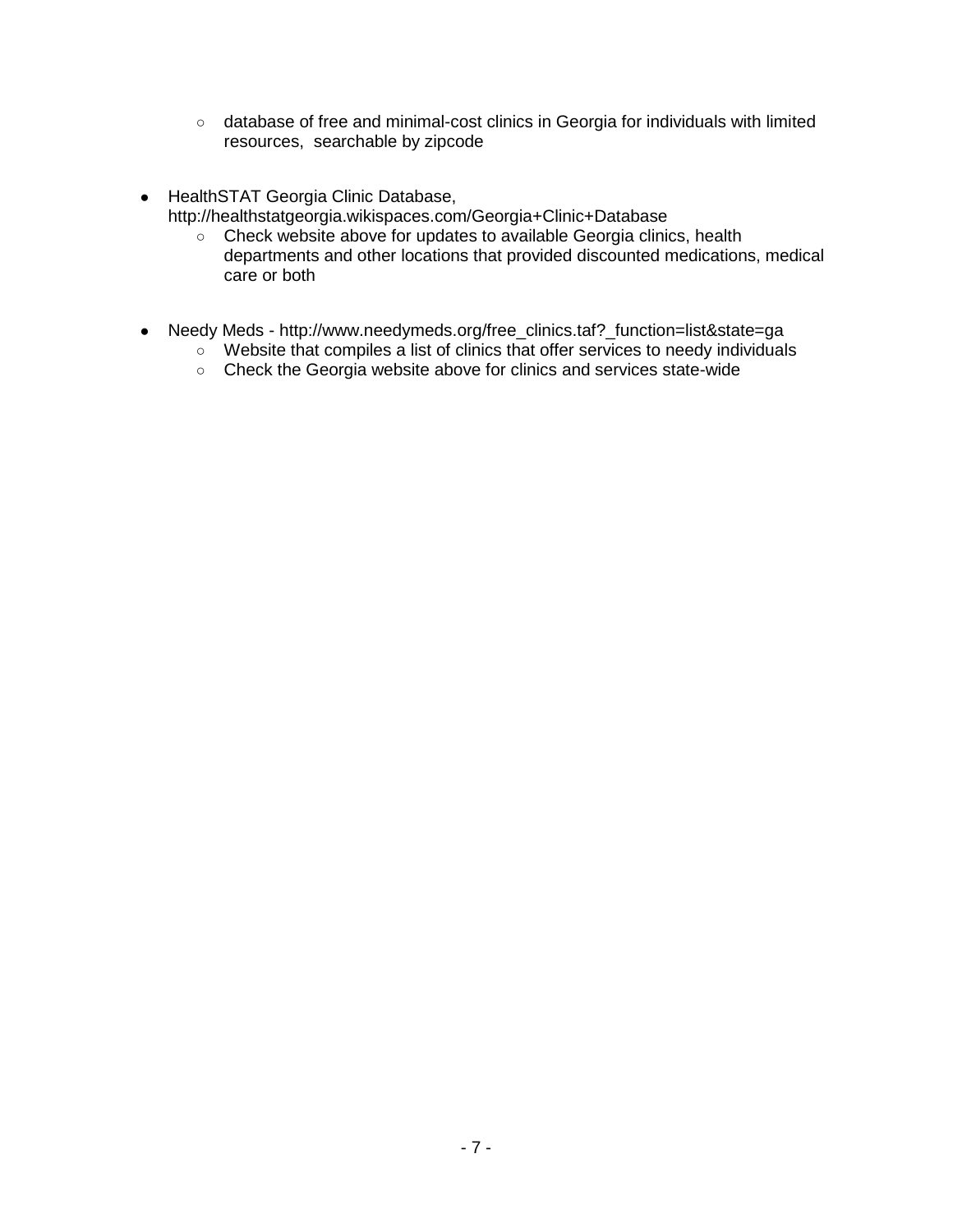- database of free and minimal-cost clinics in Georgia for individuals with limited resources,  searchable by zipcode

- HealthSTAT Georgia Clinic Database, http://healthstatgeorgia.wikispaces.com/Georgia+Clinic+Database
    - Check website above for updates to available Georgia clinics, health departments and other locations that provided discounted medications, medical care or both

- Needy Meds - http://www.needymeds.org/free_clinics.taf?_function=list&state=ga
    - Website that compiles a list of clinics that offer services to needy individuals
    - Check the Georgia website above for clinics and services state-wide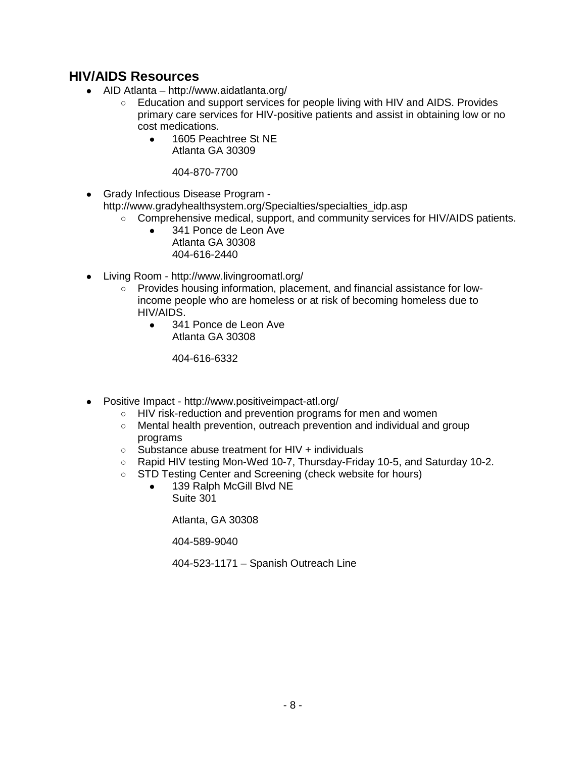## HIV/AIDS Resources

- AID Atlanta – http://www.aidatlanta.org/
  - Education and support services for people living with HIV and AIDS. Provides primary care services for HIV-positive patients and assist in obtaining low or no cost medications.
    - 1605 Peachtree St NE
      Atlanta GA 30309

      404-870-7700

- Grady Infectious Disease Program - http://www.gradyhealthsystem.org/Specialties/specialties_idp.asp
  - Comprehensive medical, support, and community services for HIV/AIDS patients.
    - 341 Ponce de Leon Ave
      Atlanta GA 30308
      404-616-2440

- Living Room - http://www.livingroomatl.org/
  - Provides housing information, placement, and financial assistance for low-income people who are homeless or at risk of becoming homeless due to HIV/AIDS.
    - 341 Ponce de Leon Ave
      Atlanta GA 30308

      404-616-6332

- Positive Impact - http://www.positiveimpact-atl.org/
  - HIV risk-reduction and prevention programs for men and women
  - Mental health prevention, outreach prevention and individual and group programs
  - Substance abuse treatment for HIV + individuals
  - Rapid HIV testing Mon-Wed 10-7, Thursday-Friday 10-5, and Saturday 10-2.
  - STD Testing Center and Screening (check website for hours)
    - 139 Ralph McGill Blvd NE
      Suite 301

      Atlanta, GA 30308

      404-589-9040

      404-523-1171 – Spanish Outreach Line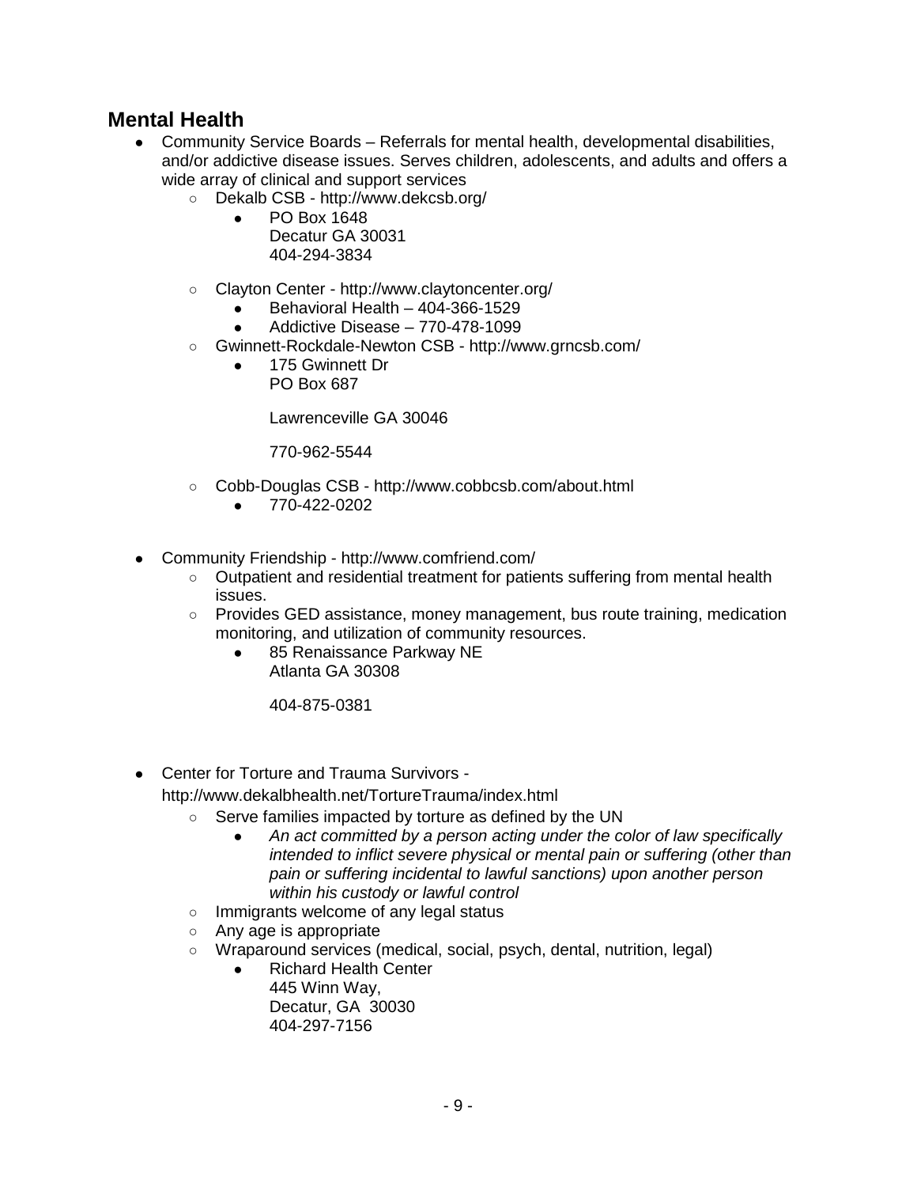## Mental Health

- Community Service Boards – Referrals for mental health, developmental disabilities, and/or addictive disease issues. Serves children, adolescents, and adults and offers a wide array of clinical and support services
  - Dekalb CSB - http://www.dekcsb.org/
    - PO Box 1648
      Decatur GA 30031
      404-294-3834
  - Clayton Center - http://www.claytoncenter.org/
    - Behavioral Health – 404-366-1529
    - Addictive Disease – 770-478-1099
  - Gwinnett-Rockdale-Newton CSB - http://www.grncsb.com/
    - 175 Gwinnett Dr
      PO Box 687

      Lawrenceville GA 30046

      770-962-5544
  - Cobb-Douglas CSB - http://www.cobbcsb.com/about.html
    - 770-422-0202

- Community Friendship - http://www.comfriend.com/
  - Outpatient and residential treatment for patients suffering from mental health issues.
  - Provides GED assistance, money management, bus route training, medication monitoring, and utilization of community resources.
    - 85 Renaissance Parkway NE
      Atlanta GA 30308

      404-875-0381

- Center for Torture and Trauma Survivors - http://www.dekalbhealth.net/TortureTrauma/index.html
  - Serve families impacted by torture as defined by the UN
    - *An act committed by a person acting under the color of law specifically intended to inflict severe physical or mental pain or suffering (other than pain or suffering incidental to lawful sanctions) upon another person within his custody or lawful control*
  - Immigrants welcome of any legal status
  - Any age is appropriate
  - Wraparound services (medical, social, psych, dental, nutrition, legal)
    - Richard Health Center
      445 Winn Way,
      Decatur, GA 30030
      404-297-7156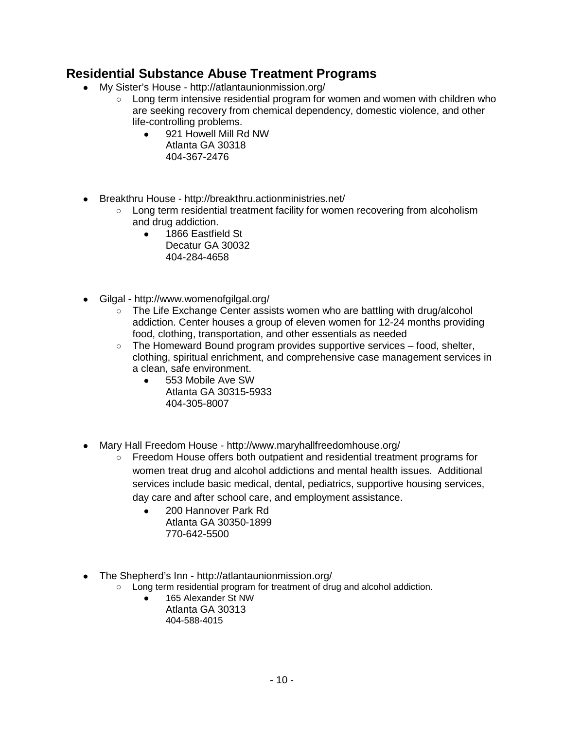## Residential Substance Abuse Treatment Programs

- My Sister's House - http://atlantaunionmission.org/
  - Long term intensive residential program for women and women with children who are seeking recovery from chemical dependency, domestic violence, and other life-controlling problems.
    - 921 Howell Mill Rd NW
      Atlanta GA 30318
      404-367-2476

- Breakthru House - http://breakthru.actionministries.net/
  - Long term residential treatment facility for women recovering from alcoholism and drug addiction.
    - 1866 Eastfield St
      Decatur GA 30032
      404-284-4658

- Gilgal - http://www.womenofgilgal.org/
  - The Life Exchange Center assists women who are battling with drug/alcohol addiction. Center houses a group of eleven women for 12-24 months providing food, clothing, transportation, and other essentials as needed
  - The Homeward Bound program provides supportive services – food, shelter, clothing, spiritual enrichment, and comprehensive case management services in a clean, safe environment.
    - 553 Mobile Ave SW
      Atlanta GA 30315-5933
      404-305-8007

- Mary Hall Freedom House - http://www.maryhallfreedomhouse.org/
  - Freedom House offers both outpatient and residential treatment programs for women treat drug and alcohol addictions and mental health issues. Additional services include basic medical, dental, pediatrics, supportive housing services, day care and after school care, and employment assistance.
    - 200 Hannover Park Rd
      Atlanta GA 30350-1899
      770-642-5500

- The Shepherd's Inn - http://atlantaunionmission.org/
  - Long term residential program for treatment of drug and alcohol addiction.
    - 165 Alexander St NW
      Atlanta GA 30313
      404-588-4015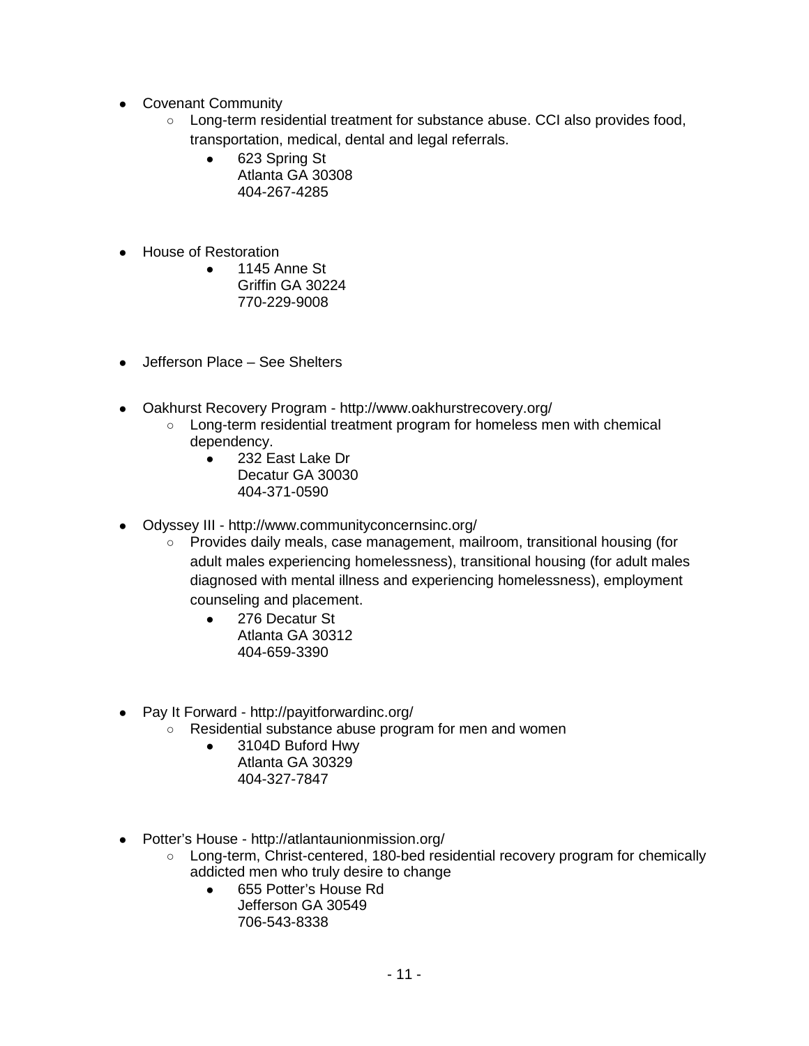- Covenant Community
  - Long-term residential treatment for substance abuse. CCI also provides food, transportation, medical, dental and legal referrals.
    - 623 Spring St
      Atlanta GA 30308
      404-267-4285

- House of Restoration
    - 1145 Anne St
      Griffin GA 30224
      770-229-9008

- Jefferson Place – See Shelters

- Oakhurst Recovery Program - http://www.oakhurstrecovery.org/
  - Long-term residential treatment program for homeless men with chemical dependency.
    - 232 East Lake Dr
      Decatur GA 30030
      404-371-0590

- Odyssey III - http://www.communityconcernsinc.org/
  - Provides daily meals, case management, mailroom, transitional housing (for adult males experiencing homelessness), transitional housing (for adult males diagnosed with mental illness and experiencing homelessness), employment counseling and placement.
    - 276 Decatur St
      Atlanta GA 30312
      404-659-3390

- Pay It Forward - http://payitforwardinc.org/
  - Residential substance abuse program for men and women
    - 3104D Buford Hwy
      Atlanta GA 30329
      404-327-7847

- Potter's House - http://atlantaunionmission.org/
  - Long-term, Christ-centered, 180-bed residential recovery program for chemically addicted men who truly desire to change
    - 655 Potter's House Rd
      Jefferson GA 30549
      706-543-8338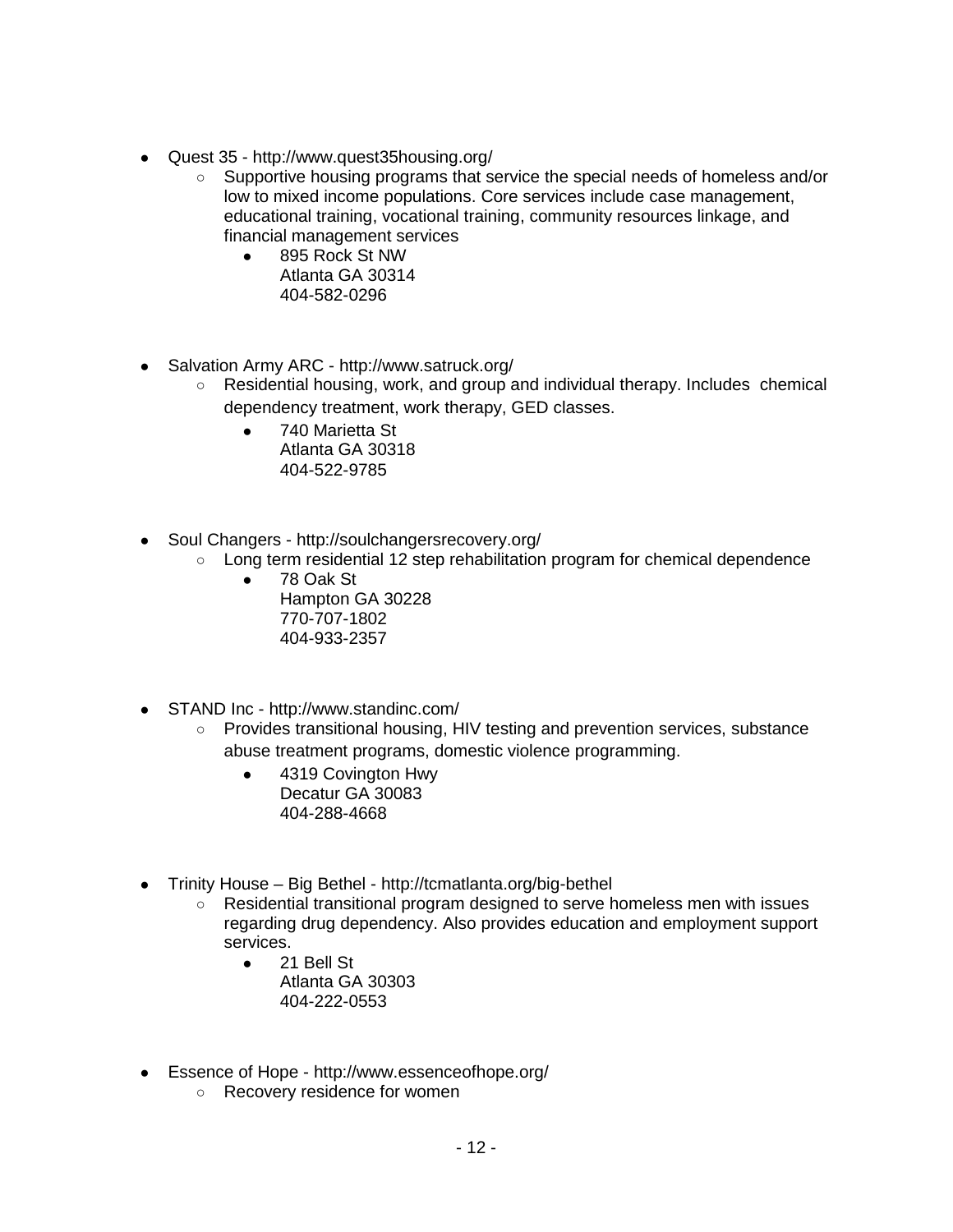- Quest 35 - http://www.quest35housing.org/
    - Supportive housing programs that service the special needs of homeless and/or low to mixed income populations. Core services include case management, educational training, vocational training, community resources linkage, and financial management services
        - 895 Rock St NW
          Atlanta GA 30314
          404-582-0296

- Salvation Army ARC - http://www.satruck.org/
    - Residential housing, work, and group and individual therapy. Includes chemical dependency treatment, work therapy, GED classes.
        - 740 Marietta St
          Atlanta GA 30318
          404-522-9785

- Soul Changers - http://soulchangersrecovery.org/
    - Long term residential 12 step rehabilitation program for chemical dependence
        - 78 Oak St
          Hampton GA 30228
          770-707-1802
          404-933-2357

- STAND Inc - http://www.standinc.com/
    - Provides transitional housing, HIV testing and prevention services, substance abuse treatment programs, domestic violence programming.
        - 4319 Covington Hwy
          Decatur GA 30083
          404-288-4668

- Trinity House – Big Bethel - http://tcmatlanta.org/big-bethel
    - Residential transitional program designed to serve homeless men with issues regarding drug dependency. Also provides education and employment support services.
        - 21 Bell St
          Atlanta GA 30303
          404-222-0553

- Essence of Hope - http://www.essenceofhope.org/
    - Recovery residence for women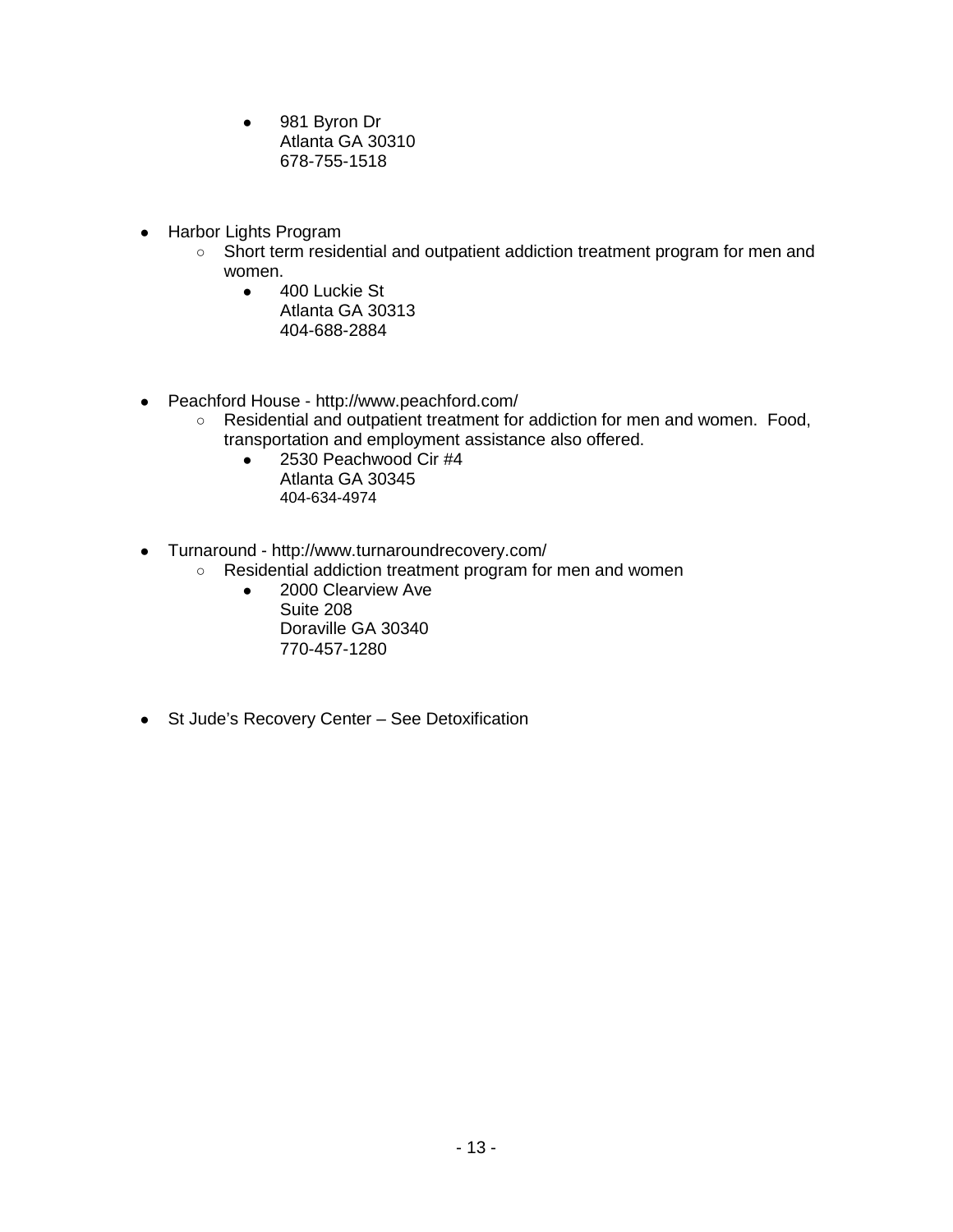- 981 Byron Dr
  Atlanta GA 30310
  678-755-1518

- Harbor Lights Program
  - Short term residential and outpatient addiction treatment program for men and women.
    - 400 Luckie St
      Atlanta GA 30313
      404-688-2884

- Peachford House - http://www.peachford.com/
  - Residential and outpatient treatment for addiction for men and women. Food, transportation and employment assistance also offered.
    - 2530 Peachwood Cir #4
      Atlanta GA 30345
      404-634-4974

- Turnaround - http://www.turnaroundrecovery.com/
  - Residential addiction treatment program for men and women
    - 2000 Clearview Ave
      Suite 208
      Doraville GA 30340
      770-457-1280

- St Jude's Recovery Center – See Detoxification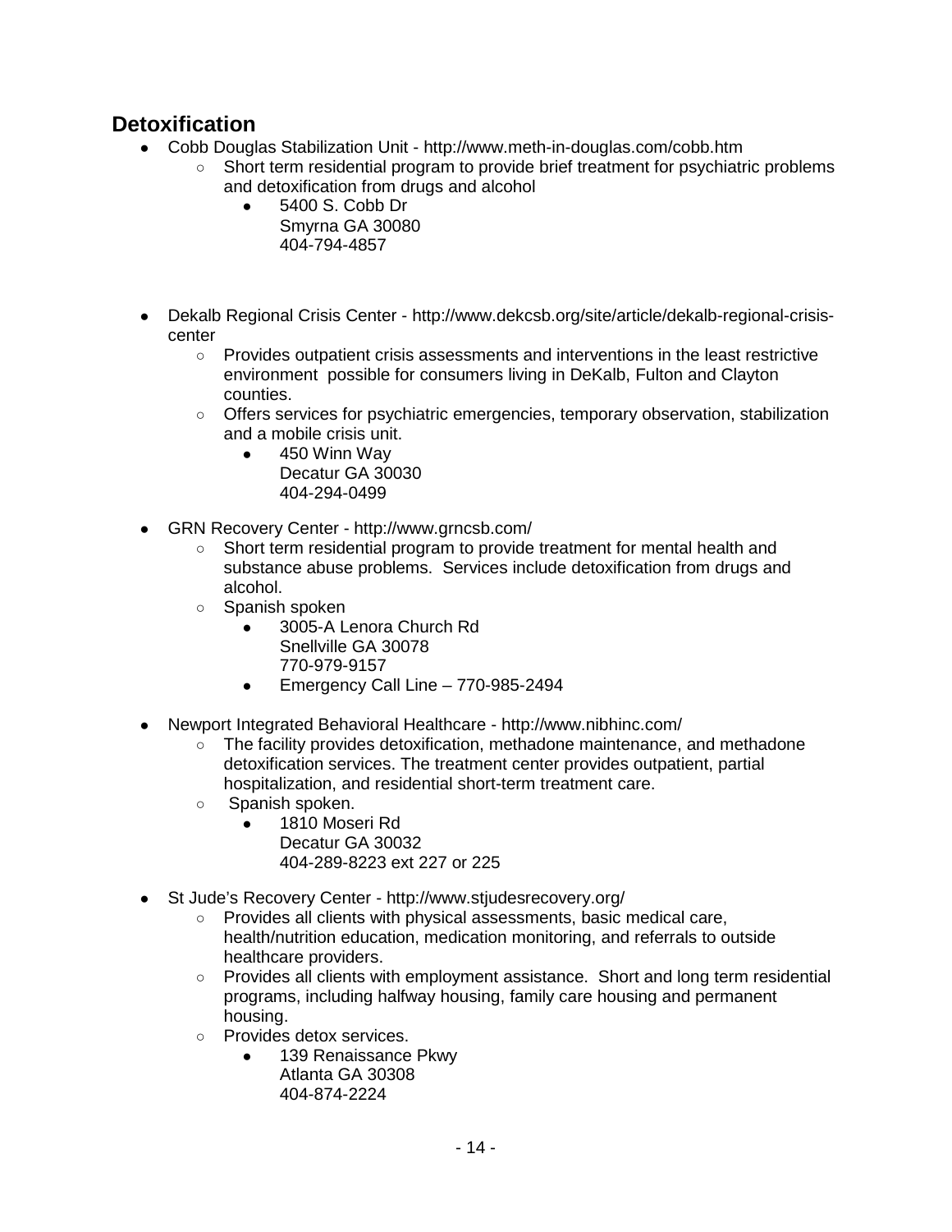## Detoxification

- Cobb Douglas Stabilization Unit - http://www.meth-in-douglas.com/cobb.htm
  - Short term residential program to provide brief treatment for psychiatric problems and detoxification from drugs and alcohol
    - 5400 S. Cobb Dr
      Smyrna GA 30080
      404-794-4857

- Dekalb Regional Crisis Center - http://www.dekcsb.org/site/article/dekalb-regional-crisis-center
  - Provides outpatient crisis assessments and interventions in the least restrictive environment possible for consumers living in DeKalb, Fulton and Clayton counties.
  - Offers services for psychiatric emergencies, temporary observation, stabilization and a mobile crisis unit.
    - 450 Winn Way
      Decatur GA 30030
      404-294-0499

- GRN Recovery Center - http://www.grncsb.com/
  - Short term residential program to provide treatment for mental health and substance abuse problems. Services include detoxification from drugs and alcohol.
  - Spanish spoken
    - 3005-A Lenora Church Rd
      Snellville GA 30078
      770-979-9157
    - Emergency Call Line – 770-985-2494

- Newport Integrated Behavioral Healthcare - http://www.nibhinc.com/
  - The facility provides detoxification, methadone maintenance, and methadone detoxification services. The treatment center provides outpatient, partial hospitalization, and residential short-term treatment care.
  - Spanish spoken.
    - 1810 Moseri Rd
      Decatur GA 30032
      404-289-8223 ext 227 or 225

- St Jude's Recovery Center - http://www.stjudesrecovery.org/
  - Provides all clients with physical assessments, basic medical care, health/nutrition education, medication monitoring, and referrals to outside healthcare providers.
  - Provides all clients with employment assistance. Short and long term residential programs, including halfway housing, family care housing and permanent housing.
  - Provides detox services.
    - 139 Renaissance Pkwy
      Atlanta GA 30308
      404-874-2224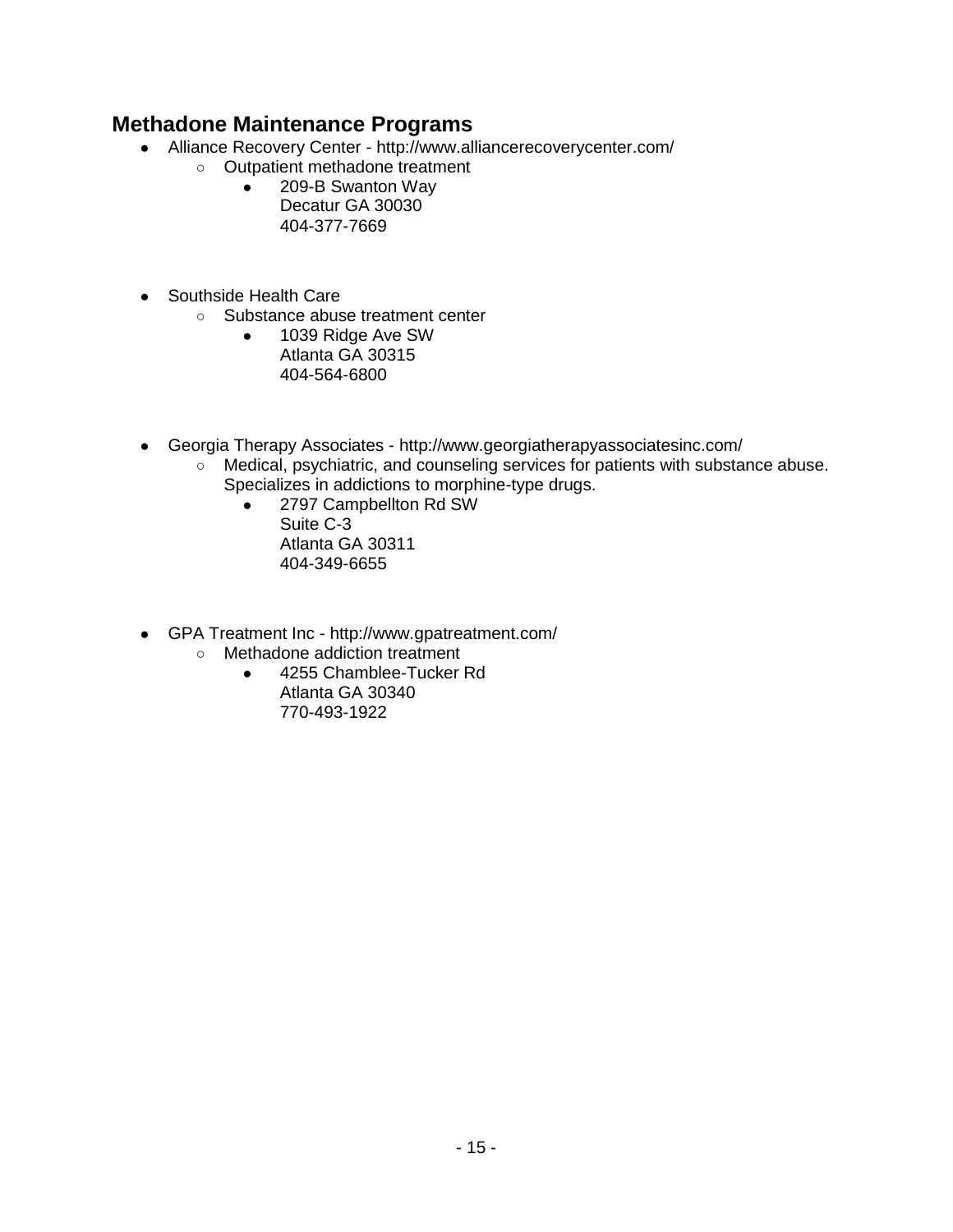## Methadone Maintenance Programs

- Alliance Recovery Center - http://www.alliancerecoverycenter.com/
    - Outpatient methadone treatment
        - 209-B Swanton Way  
          Decatur GA 30030  
          404-377-7669

- Southside Health Care
    - Substance abuse treatment center
        - 1039 Ridge Ave SW  
          Atlanta GA 30315  
          404-564-6800

- Georgia Therapy Associates - http://www.georgiatherapyassociatesinc.com/
    - Medical, psychiatric, and counseling services for patients with substance abuse. Specializes in addictions to morphine-type drugs.
        - 2797 Campbellton Rd SW  
          Suite C-3  
          Atlanta GA 30311  
          404-349-6655

- GPA Treatment Inc - http://www.gpatreatment.com/
    - Methadone addiction treatment
        - 4255 Chamblee-Tucker Rd  
          Atlanta GA 30340  
          770-493-1922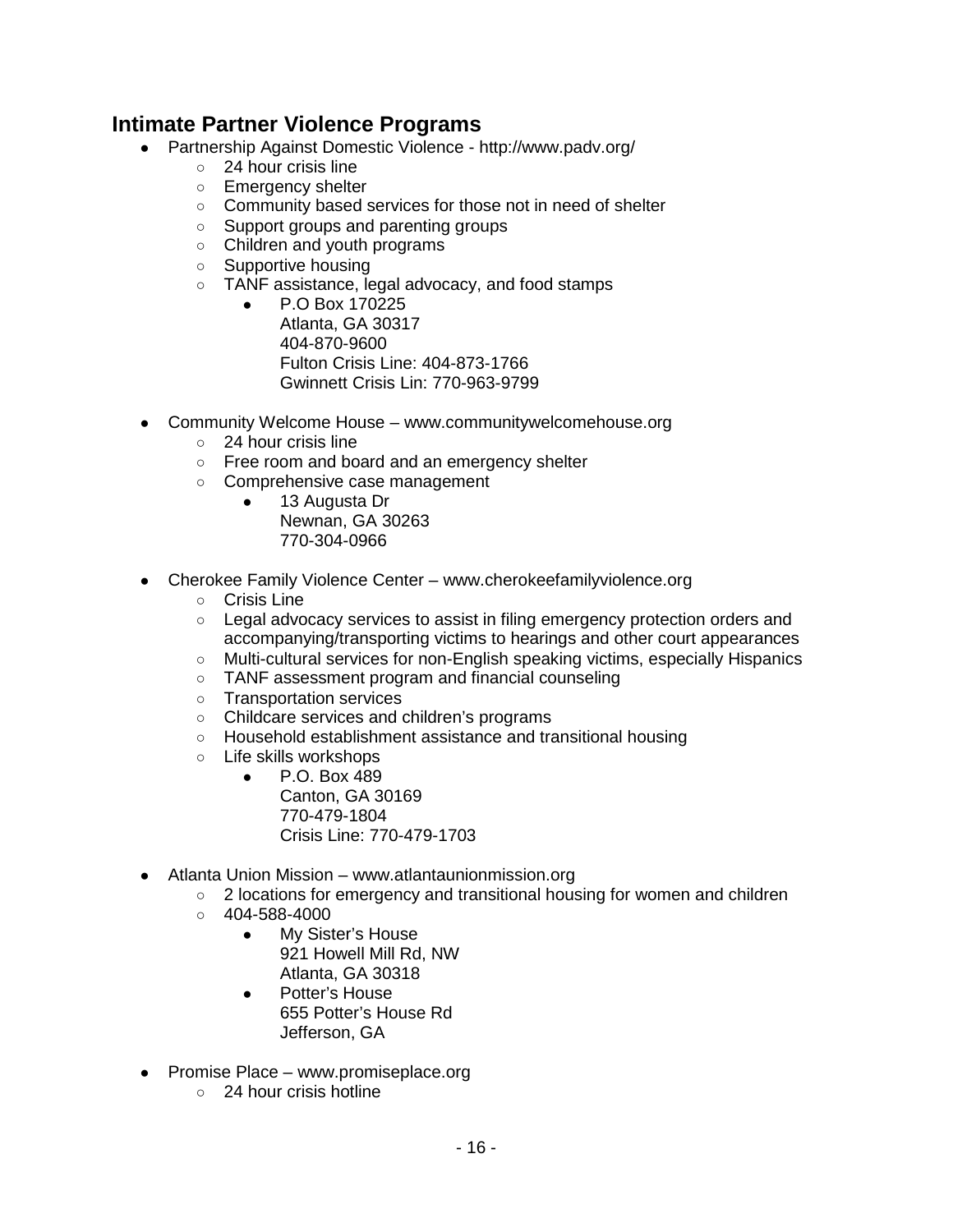## Intimate Partner Violence Programs

- Partnership Against Domestic Violence - http://www.padv.org/
  - 24 hour crisis line
  - Emergency shelter
  - Community based services for those not in need of shelter
  - Support groups and parenting groups
  - Children and youth programs
  - Supportive housing
  - TANF assistance, legal advocacy, and food stamps
    - P.O Box 170225
      Atlanta, GA 30317
      404-870-9600
      Fulton Crisis Line: 404-873-1766
      Gwinnett Crisis Lin: 770-963-9799

- Community Welcome House – www.communitywelcomehouse.org
  - 24 hour crisis line
  - Free room and board and an emergency shelter
  - Comprehensive case management
    - 13 Augusta Dr
      Newnan, GA 30263
      770-304-0966

- Cherokee Family Violence Center – www.cherokeefamilyviolence.org
  - Crisis Line
  - Legal advocacy services to assist in filing emergency protection orders and accompanying/transporting victims to hearings and other court appearances
  - Multi-cultural services for non-English speaking victims, especially Hispanics
  - TANF assessment program and financial counseling
  - Transportation services
  - Childcare services and children's programs
  - Household establishment assistance and transitional housing
  - Life skills workshops
    - P.O. Box 489
      Canton, GA 30169
      770-479-1804
      Crisis Line: 770-479-1703

- Atlanta Union Mission – www.atlantaunionmission.org
  - 2 locations for emergency and transitional housing for women and children
  - 404-588-4000
    - My Sister's House
      921 Howell Mill Rd, NW
      Atlanta, GA 30318
    - Potter's House
      655 Potter's House Rd
      Jefferson, GA

- Promise Place – www.promiseplace.org
  - 24 hour crisis hotline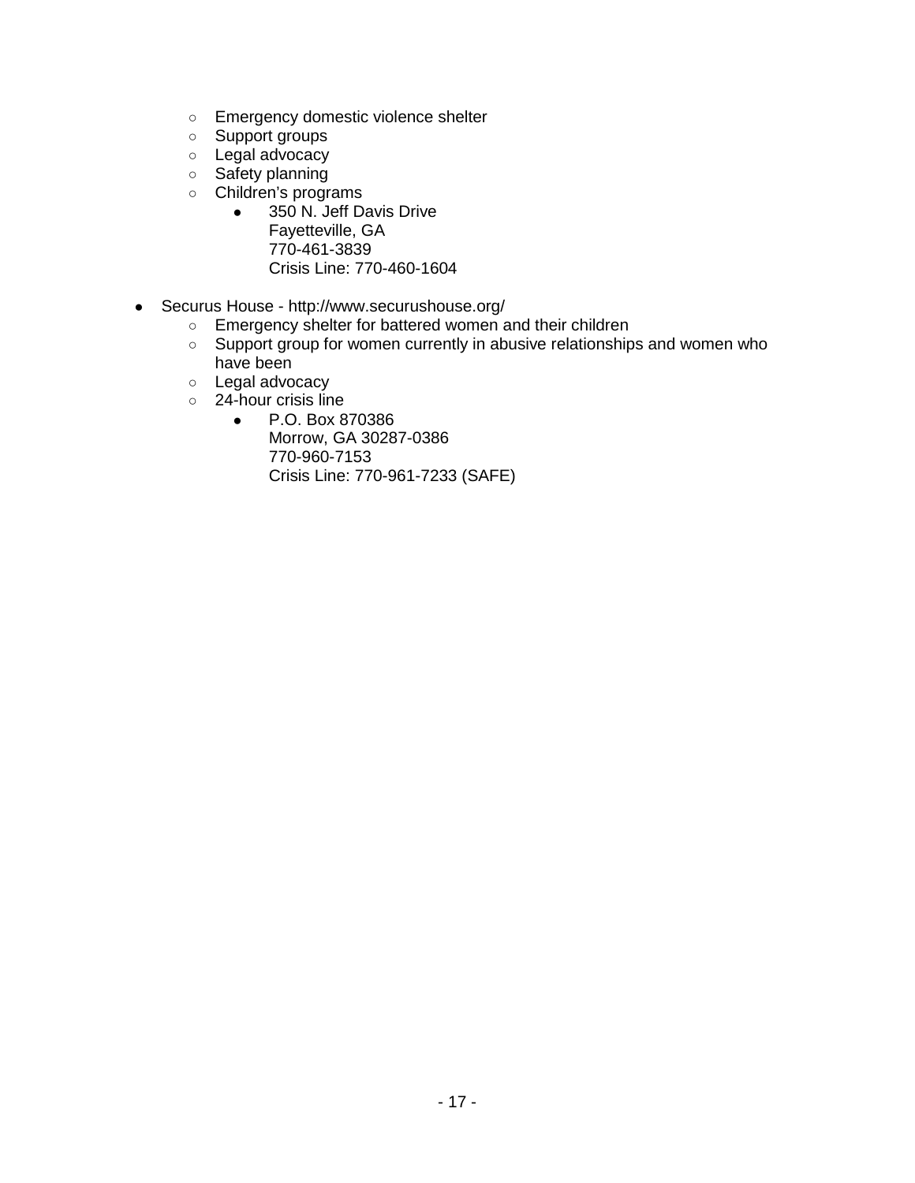- Emergency domestic violence shelter
  - Support groups
  - Legal advocacy
  - Safety planning
  - Children's programs
    - 350 N. Jeff Davis Drive
      Fayetteville, GA
      770-461-3839
      Crisis Line: 770-460-1604

- Securus House - http://www.securushouse.org/
  - Emergency shelter for battered women and their children
  - Support group for women currently in abusive relationships and women who have been
  - Legal advocacy
  - 24-hour crisis line
    - P.O. Box 870386
      Morrow, GA 30287-0386
      770-960-7153
      Crisis Line: 770-961-7233 (SAFE)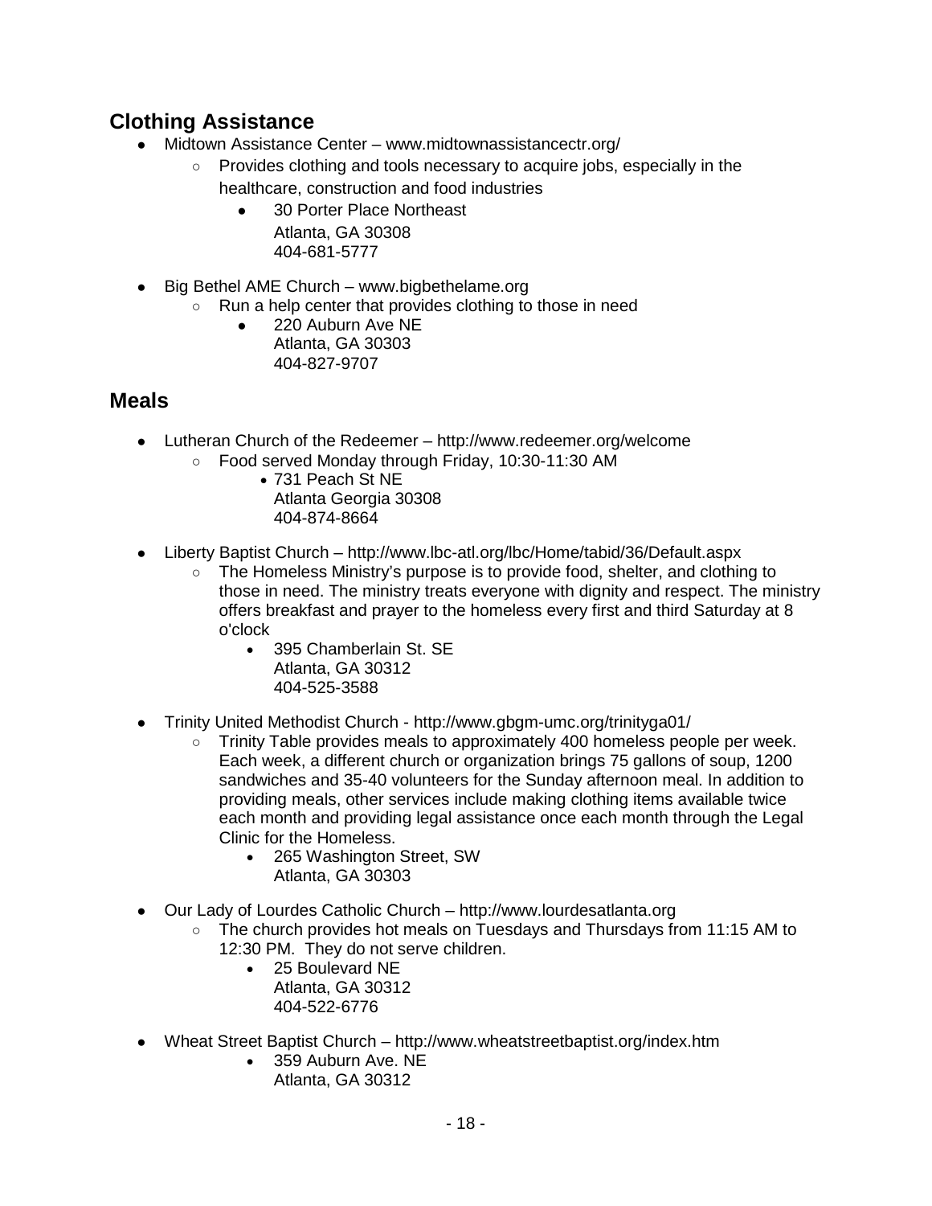## Clothing Assistance

- Midtown Assistance Center – www.midtownassistancectr.org/
  - Provides clothing and tools necessary to acquire jobs, especially in the healthcare, construction and food industries
    - 30 Porter Place Northeast
      Atlanta, GA 30308
      404-681-5777

- Big Bethel AME Church – www.bigbethelame.org
  - Run a help center that provides clothing to those in need
    - 220 Auburn Ave NE
      Atlanta, GA 30303
      404-827-9707

## Meals

- Lutheran Church of the Redeemer – http://www.redeemer.org/welcome
  - Food served Monday through Friday, 10:30-11:30 AM
    - 731 Peach St NE
      Atlanta Georgia 30308
      404-874-8664

- Liberty Baptist Church – http://www.lbc-atl.org/lbc/Home/tabid/36/Default.aspx
  - The Homeless Ministry's purpose is to provide food, shelter, and clothing to those in need. The ministry treats everyone with dignity and respect. The ministry offers breakfast and prayer to the homeless every first and third Saturday at 8 o'clock
    - 395 Chamberlain St. SE
      Atlanta, GA 30312
      404-525-3588

- Trinity United Methodist Church - http://www.gbgm-umc.org/trinityga01/
  - Trinity Table provides meals to approximately 400 homeless people per week. Each week, a different church or organization brings 75 gallons of soup, 1200 sandwiches and 35-40 volunteers for the Sunday afternoon meal. In addition to providing meals, other services include making clothing items available twice each month and providing legal assistance once each month through the Legal Clinic for the Homeless.
    - 265 Washington Street, SW
      Atlanta, GA 30303

- Our Lady of Lourdes Catholic Church – http://www.lourdesatlanta.org
  - The church provides hot meals on Tuesdays and Thursdays from 11:15 AM to 12:30 PM. They do not serve children.
    - 25 Boulevard NE
      Atlanta, GA 30312
      404-522-6776

- Wheat Street Baptist Church – http://www.wheatstreetbaptist.org/index.htm
  - 359 Auburn Ave. NE
    Atlanta, GA 30312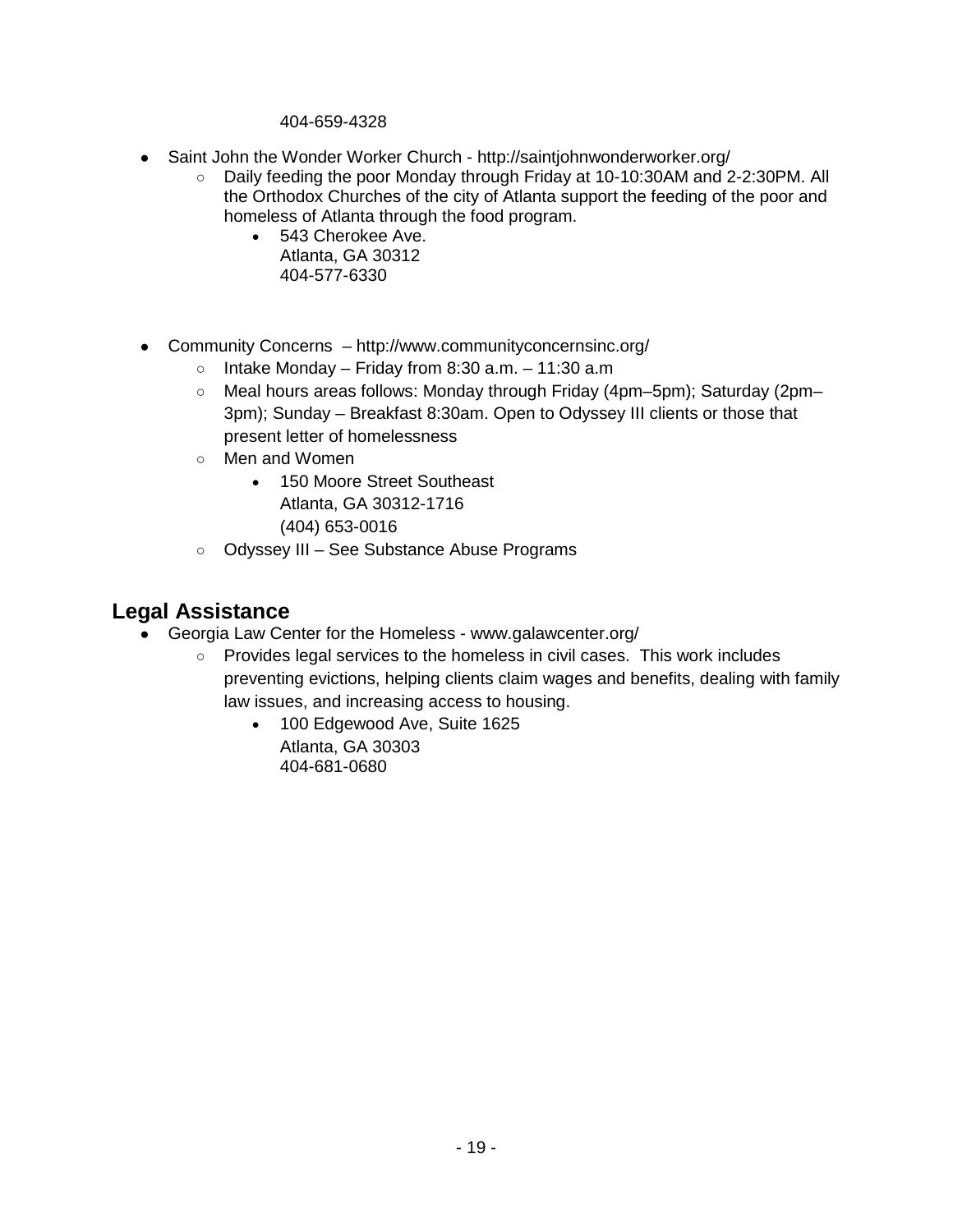404-659-4328

- Saint John the Wonder Worker Church - http://saintjohnwonderworker.org/
  - Daily feeding the poor Monday through Friday at 10-10:30AM and 2-2:30PM. All the Orthodox Churches of the city of Atlanta support the feeding of the poor and homeless of Atlanta through the food program.
    - 543 Cherokee Ave.
      Atlanta, GA 30312
      404-577-6330

- Community Concerns – http://www.communityconcernsinc.org/
  - Intake Monday – Friday from 8:30 a.m. – 11:30 a.m
  - Meal hours areas follows: Monday through Friday (4pm–5pm); Saturday (2pm–3pm); Sunday – Breakfast 8:30am. Open to Odyssey III clients or those that present letter of homelessness
  - Men and Women
    - 150 Moore Street Southeast
      Atlanta, GA 30312-1716
      (404) 653-0016
  - Odyssey III – See Substance Abuse Programs

## Legal Assistance

- Georgia Law Center for the Homeless - www.galawcenter.org/
  - Provides legal services to the homeless in civil cases. This work includes preventing evictions, helping clients claim wages and benefits, dealing with family law issues, and increasing access to housing.
    - 100 Edgewood Ave, Suite 1625
      Atlanta, GA 30303
      404-681-0680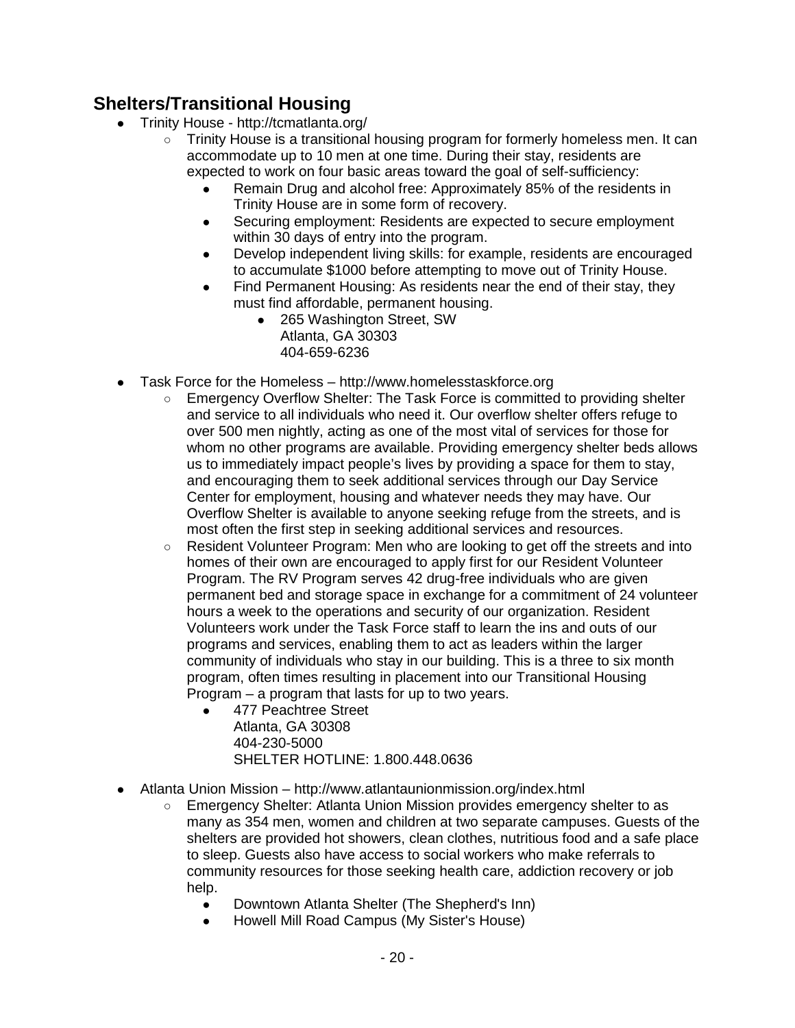## Shelters/Transitional Housing

- Trinity House - http://tcmatlanta.org/
  - Trinity House is a transitional housing program for formerly homeless men. It can accommodate up to 10 men at one time. During their stay, residents are expected to work on four basic areas toward the goal of self-sufficiency:
    - Remain Drug and alcohol free: Approximately 85% of the residents in Trinity House are in some form of recovery.
    - Securing employment: Residents are expected to secure employment within 30 days of entry into the program.
    - Develop independent living skills: for example, residents are encouraged to accumulate $1000 before attempting to move out of Trinity House.
    - Find Permanent Housing: As residents near the end of their stay, they must find affordable, permanent housing.
      - 265 Washington Street, SW  
        Atlanta, GA 30303  
        404-659-6236

- Task Force for the Homeless – http://www.homelesstaskforce.org
  - Emergency Overflow Shelter: The Task Force is committed to providing shelter and service to all individuals who need it. Our overflow shelter offers refuge to over 500 men nightly, acting as one of the most vital of services for those for whom no other programs are available. Providing emergency shelter beds allows us to immediately impact people's lives by providing a space for them to stay, and encouraging them to seek additional services through our Day Service Center for employment, housing and whatever needs they may have. Our Overflow Shelter is available to anyone seeking refuge from the streets, and is most often the first step in seeking additional services and resources.
  - Resident Volunteer Program: Men who are looking to get off the streets and into homes of their own are encouraged to apply first for our Resident Volunteer Program. The RV Program serves 42 drug-free individuals who are given permanent bed and storage space in exchange for a commitment of 24 volunteer hours a week to the operations and security of our organization. Resident Volunteers work under the Task Force staff to learn the ins and outs of our programs and services, enabling them to act as leaders within the larger community of individuals who stay in our building. This is a three to six month program, often times resulting in placement into our Transitional Housing Program – a program that lasts for up to two years.
    - 477 Peachtree Street  
      Atlanta, GA 30308  
      404-230-5000  
      SHELTER HOTLINE: 1.800.448.0636

- Atlanta Union Mission – http://www.atlantaunionmission.org/index.html
  - Emergency Shelter: Atlanta Union Mission provides emergency shelter to as many as 354 men, women and children at two separate campuses. Guests of the shelters are provided hot showers, clean clothes, nutritious food and a safe place to sleep. Guests also have access to social workers who make referrals to community resources for those seeking health care, addiction recovery or job help.
    - Downtown Atlanta Shelter (The Shepherd's Inn)
    - Howell Mill Road Campus (My Sister's House)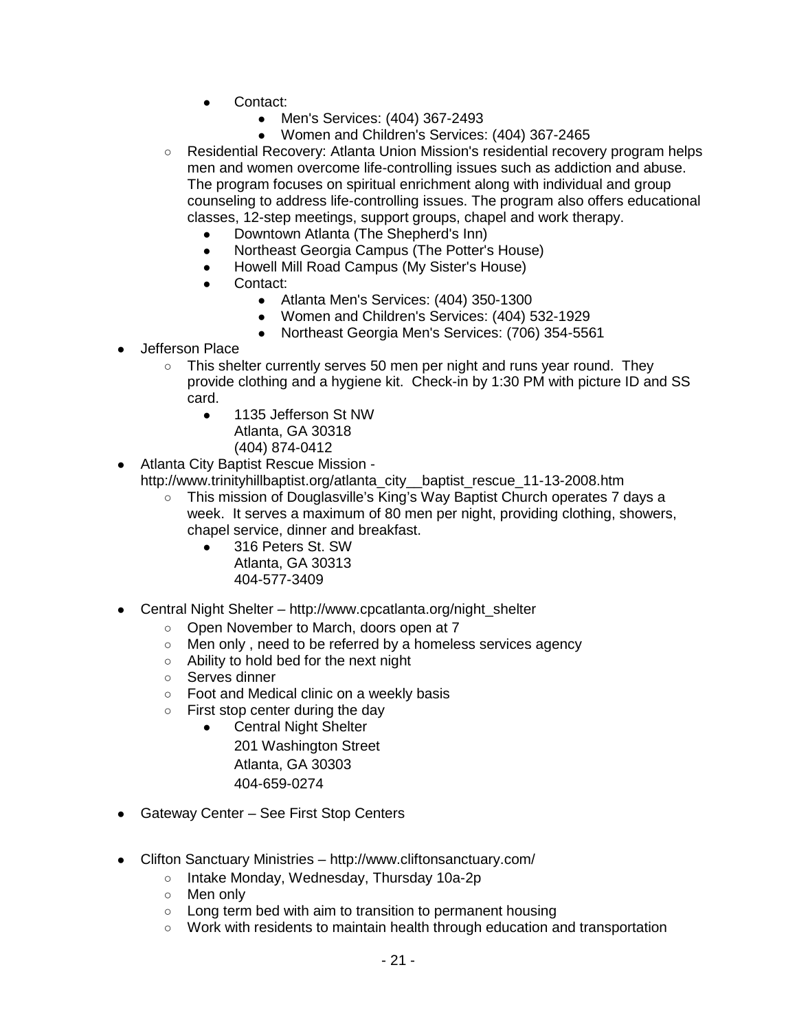- Contact:
            - Men's Services: (404) 367-2493
            - Women and Children's Services: (404) 367-2465
    - Residential Recovery: Atlanta Union Mission's residential recovery program helps men and women overcome life-controlling issues such as addiction and abuse. The program focuses on spiritual enrichment along with individual and group counseling to address life-controlling issues. The program also offers educational classes, 12-step meetings, support groups, chapel and work therapy.
        - Downtown Atlanta (The Shepherd's Inn)
        - Northeast Georgia Campus (The Potter's House)
        - Howell Mill Road Campus (My Sister's House)
        - Contact:
            - Atlanta Men's Services: (404) 350-1300
            - Women and Children's Services: (404) 532-1929
            - Northeast Georgia Men's Services: (706) 354-5561
- Jefferson Place
    - This shelter currently serves 50 men per night and runs year round. They provide clothing and a hygiene kit. Check-in by 1:30 PM with picture ID and SS card.
        - 1135 Jefferson St NW
          Atlanta, GA 30318
          (404) 874-0412
- Atlanta City Baptist Rescue Mission - http://www.trinityhillbaptist.org/atlanta_city__baptist_rescue_11-13-2008.htm
    - This mission of Douglasville's King's Way Baptist Church operates 7 days a week. It serves a maximum of 80 men per night, providing clothing, showers, chapel service, dinner and breakfast.
        - 316 Peters St. SW
          Atlanta, GA 30313
          404-577-3409
- Central Night Shelter – http://www.cpcatlanta.org/night_shelter
    - Open November to March, doors open at 7
    - Men only , need to be referred by a homeless services agency
    - Ability to hold bed for the next night
    - Serves dinner
    - Foot and Medical clinic on a weekly basis
    - First stop center during the day
        - Central Night Shelter
          201 Washington Street
          Atlanta, GA 30303
          404-659-0274
- Gateway Center – See First Stop Centers
- Clifton Sanctuary Ministries – http://www.cliftonsanctuary.com/
    - Intake Monday, Wednesday, Thursday 10a-2p
    - Men only
    - Long term bed with aim to transition to permanent housing
    - Work with residents to maintain health through education and transportation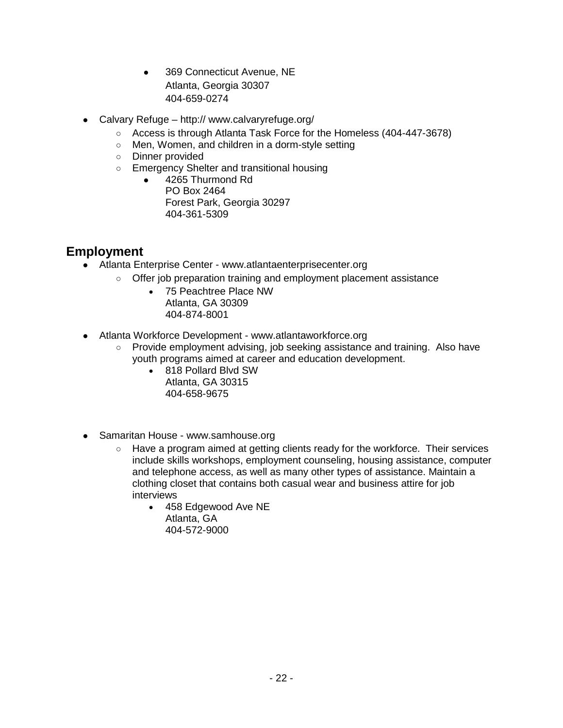- 369 Connecticut Avenue, NE
  Atlanta, Georgia 30307
  404-659-0274

- Calvary Refuge – http:// www.calvaryrefuge.org/
  - Access is through Atlanta Task Force for the Homeless (404-447-3678)
  - Men, Women, and children in a dorm-style setting
  - Dinner provided
  - Emergency Shelter and transitional housing
    - 4265 Thurmond Rd
      PO Box 2464
      Forest Park, Georgia 30297
      404-361-5309

## Employment

- Atlanta Enterprise Center - www.atlantaenterprisecenter.org
  - Offer job preparation training and employment placement assistance
    - 75 Peachtree Place NW
      Atlanta, GA 30309
      404-874-8001

- Atlanta Workforce Development - www.atlantaworkforce.org
  - Provide employment advising, job seeking assistance and training. Also have youth programs aimed at career and education development.
    - 818 Pollard Blvd SW
      Atlanta, GA 30315
      404-658-9675

- Samaritan House - www.samhouse.org
  - Have a program aimed at getting clients ready for the workforce. Their services include skills workshops, employment counseling, housing assistance, computer and telephone access, as well as many other types of assistance. Maintain a clothing closet that contains both casual wear and business attire for job interviews
    - 458 Edgewood Ave NE
      Atlanta, GA
      404-572-9000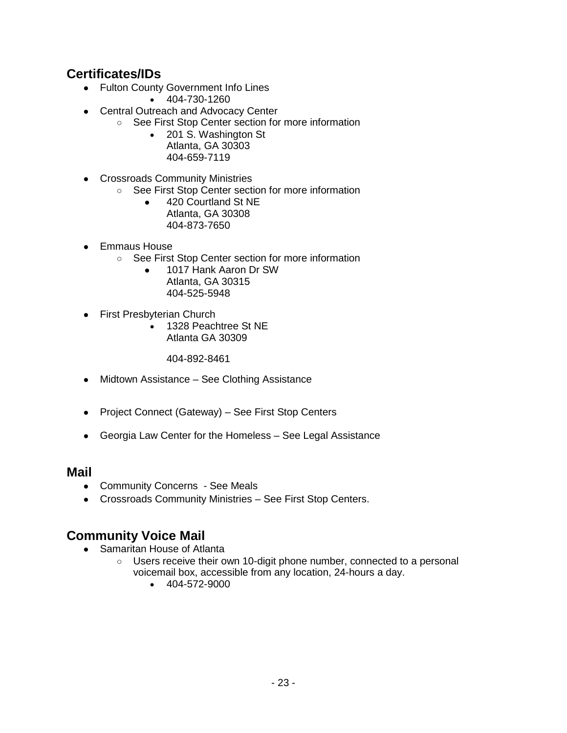## Certificates/IDs

- Fulton County Government Info Lines
    - 404-730-1260
- Central Outreach and Advocacy Center
    - See First Stop Center section for more information
        - 201 S. Washington St
          Atlanta, GA 30303
          404-659-7119
- Crossroads Community Ministries
    - See First Stop Center section for more information
        - 420 Courtland St NE
          Atlanta, GA 30308
          404-873-7650
- Emmaus House
    - See First Stop Center section for more information
        - 1017 Hank Aaron Dr SW
          Atlanta, GA 30315
          404-525-5948
- First Presbyterian Church
    - 1328 Peachtree St NE
      Atlanta GA 30309

      404-892-8461
- Midtown Assistance – See Clothing Assistance
- Project Connect (Gateway) – See First Stop Centers
- Georgia Law Center for the Homeless – See Legal Assistance

## Mail

- Community Concerns - See Meals
- Crossroads Community Ministries – See First Stop Centers.

## Community Voice Mail

- Samaritan House of Atlanta
    - Users receive their own 10-digit phone number, connected to a personal voicemail box, accessible from any location, 24-hours a day.
        - 404-572-9000